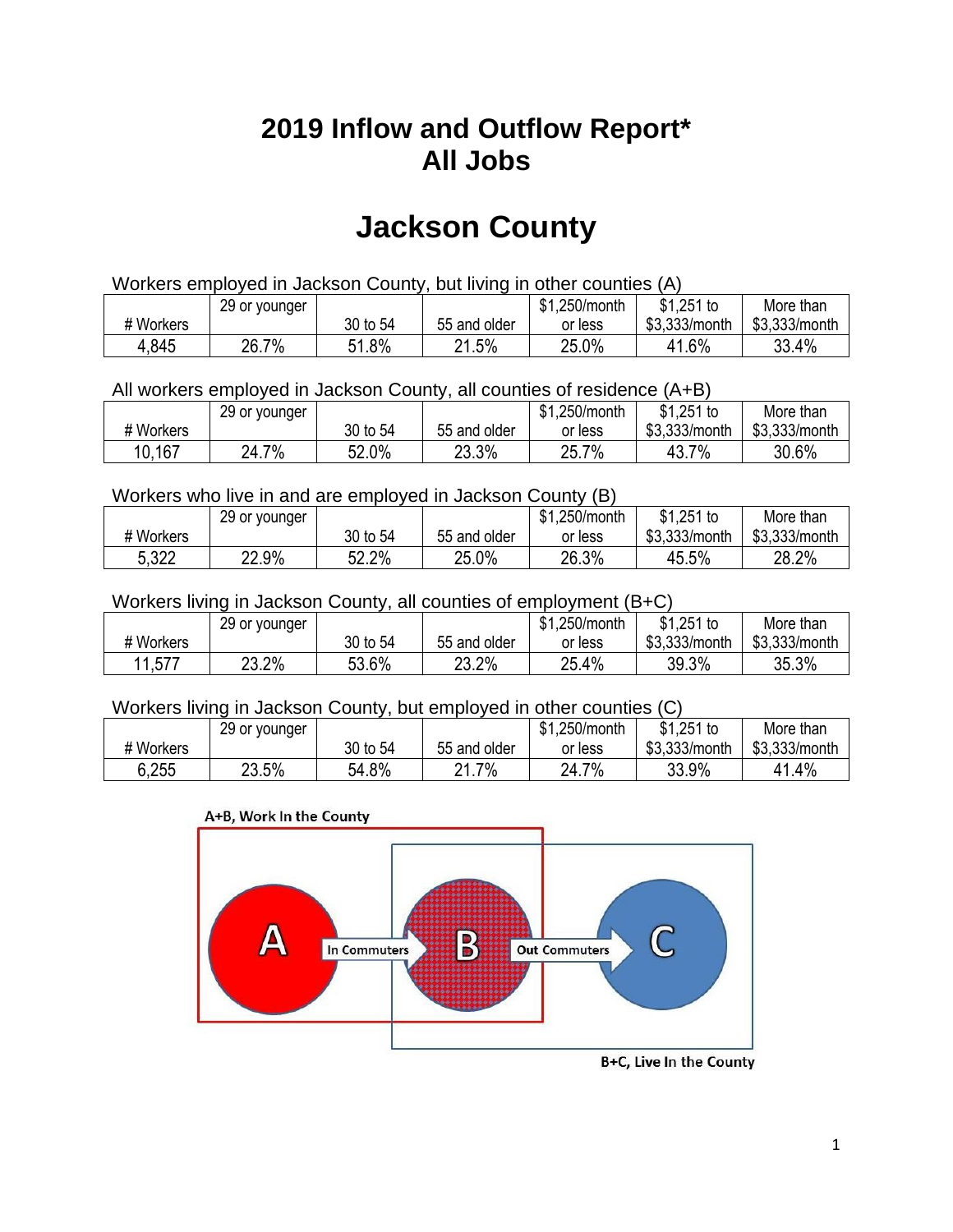# 2019 Inflow and Outflow Report*
# All Jobs

# Jackson County

Workers employed in Jackson County, but living in other counties (A)

| # Workers | 29 or younger | 30 to 54 | 55 and older | $1,250/month or less | $1,251 to $3,333/month | More than $3,333/month |
|---|---|---|---|---|---|---|
| 4,845 | 26.7% | 51.8% | 21.5% | 25.0% | 41.6% | 33.4% |

All workers employed in Jackson County, all counties of residence (A+B)

| # Workers | 29 or younger | 30 to 54 | 55 and older | $1,250/month or less | $1,251 to $3,333/month | More than $3,333/month |
|---|---|---|---|---|---|---|
| 10,167 | 24.7% | 52.0% | 23.3% | 25.7% | 43.7% | 30.6% |

Workers who live in and are employed in Jackson County (B)

| # Workers | 29 or younger | 30 to 54 | 55 and older | $1,250/month or less | $1,251 to $3,333/month | More than $3,333/month |
|---|---|---|---|---|---|---|
| 5,322 | 22.9% | 52.2% | 25.0% | 26.3% | 45.5% | 28.2% |

Workers living in Jackson County, all counties of employment (B+C)

| # Workers | 29 or younger | 30 to 54 | 55 and older | $1,250/month or less | $1,251 to $3,333/month | More than $3,333/month |
|---|---|---|---|---|---|---|
| 11,577 | 23.2% | 53.6% | 23.2% | 25.4% | 39.3% | 35.3% |

Workers living in Jackson County, but employed in other counties (C)

| # Workers | 29 or younger | 30 to 54 | 55 and older | $1,250/month or less | $1,251 to $3,333/month | More than $3,333/month |
|---|---|---|---|---|---|---|
| 6,255 | 23.5% | 54.8% | 21.7% | 24.7% | 33.9% | 41.4% |

A+B, Work In the County

A — In Commuters → B — Out Commuters → C

B+C, Live In the County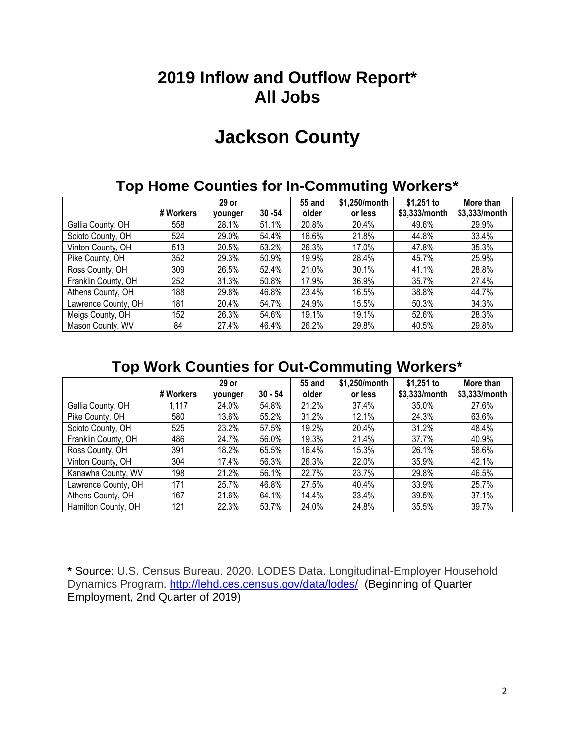# 2019 Inflow and Outflow Report*
# All Jobs

# Jackson County

## Top Home Counties for In-Commuting Workers*

| | # Workers | 29 or younger | 30 -54 | 55 and older | $1,250/month or less | $1,251 to $3,333/month | More than $3,333/month |
|---|---|---|---|---|---|---|---|
| Gallia County, OH | 558 | 28.1% | 51.1% | 20.8% | 20.4% | 49.6% | 29.9% |
| Scioto County, OH | 524 | 29.0% | 54.4% | 16.6% | 21.8% | 44.8% | 33.4% |
| Vinton County, OH | 513 | 20.5% | 53.2% | 26.3% | 17.0% | 47.8% | 35.3% |
| Pike County, OH | 352 | 29.3% | 50.9% | 19.9% | 28.4% | 45.7% | 25.9% |
| Ross County, OH | 309 | 26.5% | 52.4% | 21.0% | 30.1% | 41.1% | 28.8% |
| Franklin County, OH | 252 | 31.3% | 50.8% | 17.9% | 36.9% | 35.7% | 27.4% |
| Athens County, OH | 188 | 29.8% | 46.8% | 23.4% | 16.5% | 38.8% | 44.7% |
| Lawrence County, OH | 181 | 20.4% | 54.7% | 24.9% | 15.5% | 50.3% | 34.3% |
| Meigs County, OH | 152 | 26.3% | 54.6% | 19.1% | 19.1% | 52.6% | 28.3% |
| Mason County, WV | 84 | 27.4% | 46.4% | 26.2% | 29.8% | 40.5% | 29.8% |

## Top Work Counties for Out-Commuting Workers*

| | # Workers | 29 or younger | 30 - 54 | 55 and older | $1,250/month or less | $1,251 to $3,333/month | More than $3,333/month |
|---|---|---|---|---|---|---|---|
| Gallia County, OH | 1,117 | 24.0% | 54.8% | 21.2% | 37.4% | 35.0% | 27.6% |
| Pike County, OH | 580 | 13.6% | 55.2% | 31.2% | 12.1% | 24.3% | 63.6% |
| Scioto County, OH | 525 | 23.2% | 57.5% | 19.2% | 20.4% | 31.2% | 48.4% |
| Franklin County, OH | 486 | 24.7% | 56.0% | 19.3% | 21.4% | 37.7% | 40.9% |
| Ross County, OH | 391 | 18.2% | 65.5% | 16.4% | 15.3% | 26.1% | 58.6% |
| Vinton County, OH | 304 | 17.4% | 56.3% | 26.3% | 22.0% | 35.9% | 42.1% |
| Kanawha County, WV | 198 | 21.2% | 56.1% | 22.7% | 23.7% | 29.8% | 46.5% |
| Lawrence County, OH | 171 | 25.7% | 46.8% | 27.5% | 40.4% | 33.9% | 25.7% |
| Athens County, OH | 167 | 21.6% | 64.1% | 14.4% | 23.4% | 39.5% | 37.1% |
| Hamilton County, OH | 121 | 22.3% | 53.7% | 24.0% | 24.8% | 35.5% | 39.7% |

**\*** Source: U.S. Census Bureau. 2020. LODES Data. Longitudinal-Employer Household Dynamics Program. http://lehd.ces.census.gov/data/lodes/ (Beginning of Quarter Employment, 2nd Quarter of 2019)